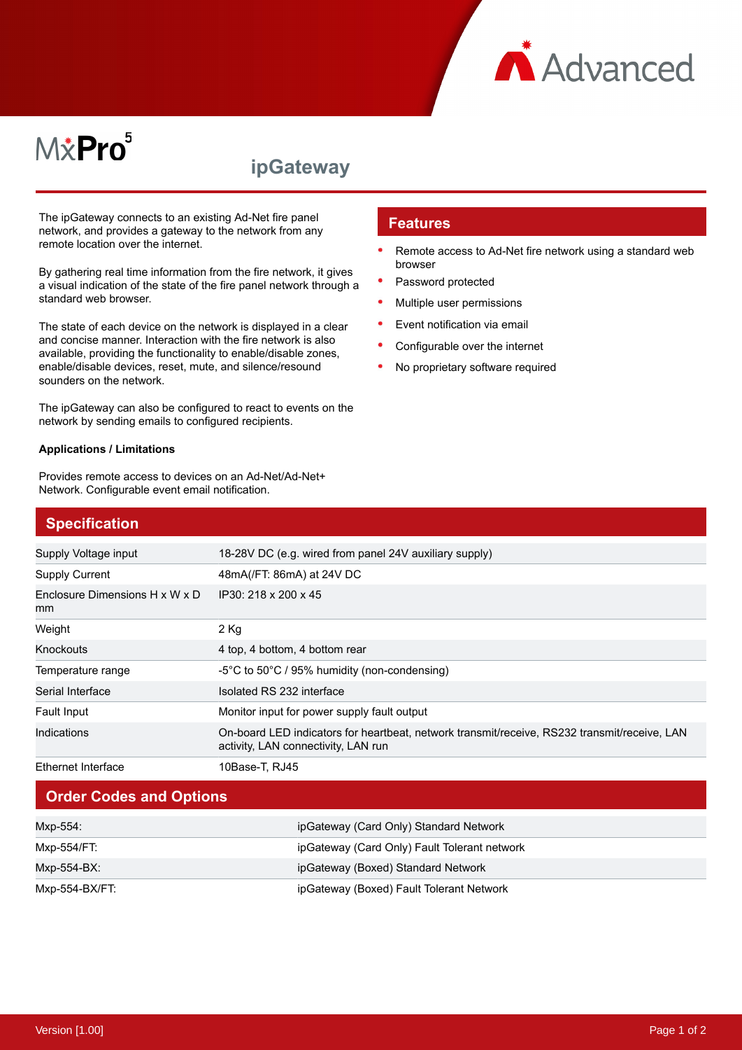MxPro 5

# ipGateway

The ipGateway connects to an existing Ad-Net fire panel network, and provides a gateway to the network from any remote location over the internet.

By gathering real time information from the fire network, it gives a visual indication of the state of the fire panel network through a standard web browser.

The state of each device on the network is displayed in a clear and concise manner. Interaction with the fire network is also available, providing the functionality to enable/disable zones, enable/disable devices, reset, mute, and silence/resound sounders on the network.

The ipGateway can also be configured to react to events on the network by sending emails to configured recipients.

**Applications / Limitations**

Provides remote access to devices on an Ad-Net/Ad-Net+ Network. Configurable event email notification.

## Features

- Remote access to Ad-Net fire network using a standard web browser
- Password protected
- Multiple user permissions
- Event notification via email
- Configurable over the internet
- No proprietary software required

## Specification

| | |
|---|---|
| Supply Voltage input | 18-28V DC (e.g. wired from panel 24V auxiliary supply) |
| Supply Current | 48mA(/FT: 86mA) at 24V DC |
| Enclosure Dimensions H x W x D mm | IP30: 218 x 200 x 45 |
| Weight | 2 Kg |
| Knockouts | 4 top, 4 bottom, 4 bottom rear |
| Temperature range | -5°C to 50°C / 95% humidity (non-condensing) |
| Serial Interface | Isolated RS 232 interface |
| Fault Input | Monitor input for power supply fault output |
| Indications | On-board LED indicators for heartbeat, network transmit/receive, RS232 transmit/receive, LAN activity, LAN connectivity, LAN run |
| Ethernet Interface | 10Base-T, RJ45 |

## Order Codes and Options

| | |
|---|---|
| Mxp-554: | ipGateway (Card Only) Standard Network |
| Mxp-554/FT: | ipGateway (Card Only) Fault Tolerant network |
| Mxp-554-BX: | ipGateway (Boxed) Standard Network |
| Mxp-554-BX/FT: | ipGateway (Boxed) Fault Tolerant Network |

Version [1.00]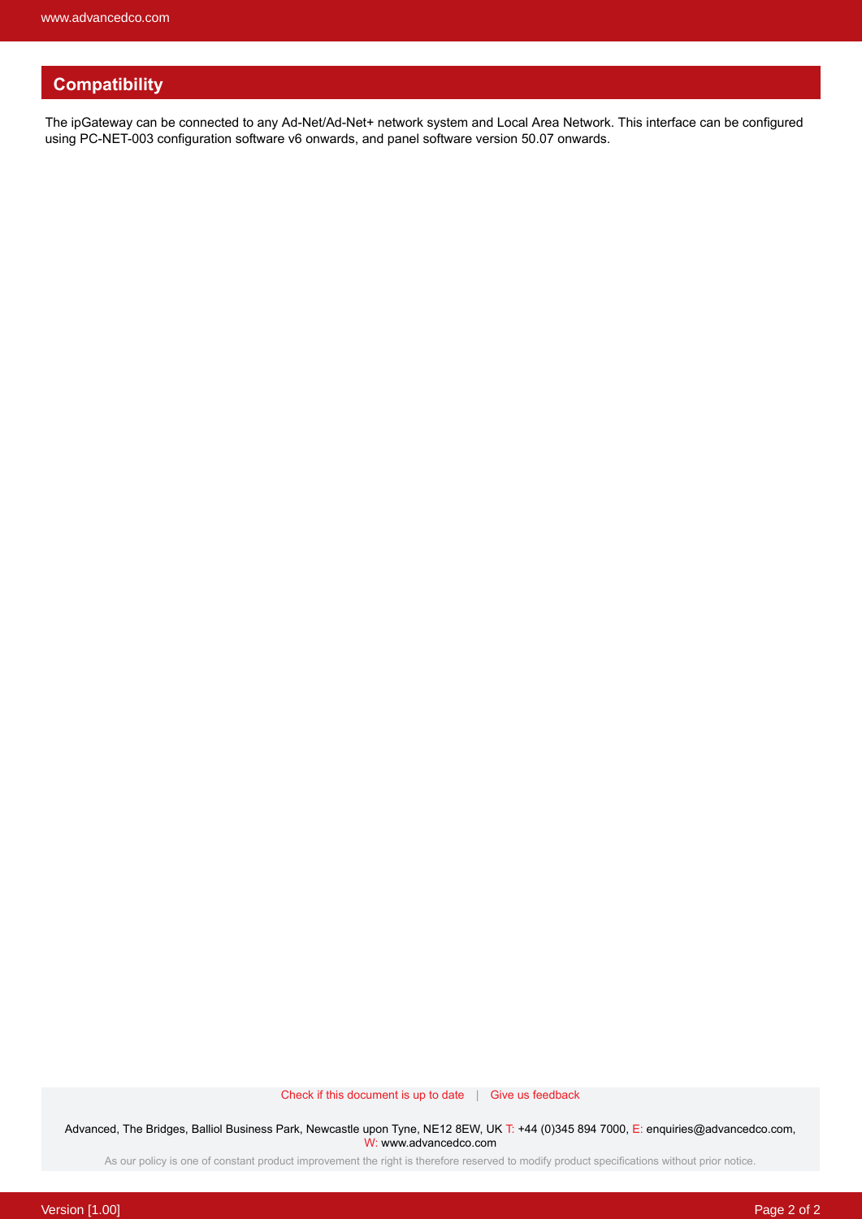## Compatibility

The ipGateway can be connected to any Ad-Net/Ad-Net+ network system and Local Area Network. This interface can be configured using PC-NET-003 configuration software v6 onwards, and panel software version 50.07 onwards.

Check if this document is up to date | Give us feedback

Advanced, The Bridges, Balliol Business Park, Newcastle upon Tyne, NE12 8EW, UK T: +44 (0)345 894 7000, E: enquiries@advancedco.com, W: www.advancedco.com

As our policy is one of constant product improvement the right is therefore reserved to modify product specifications without prior notice.

Version [1.00]